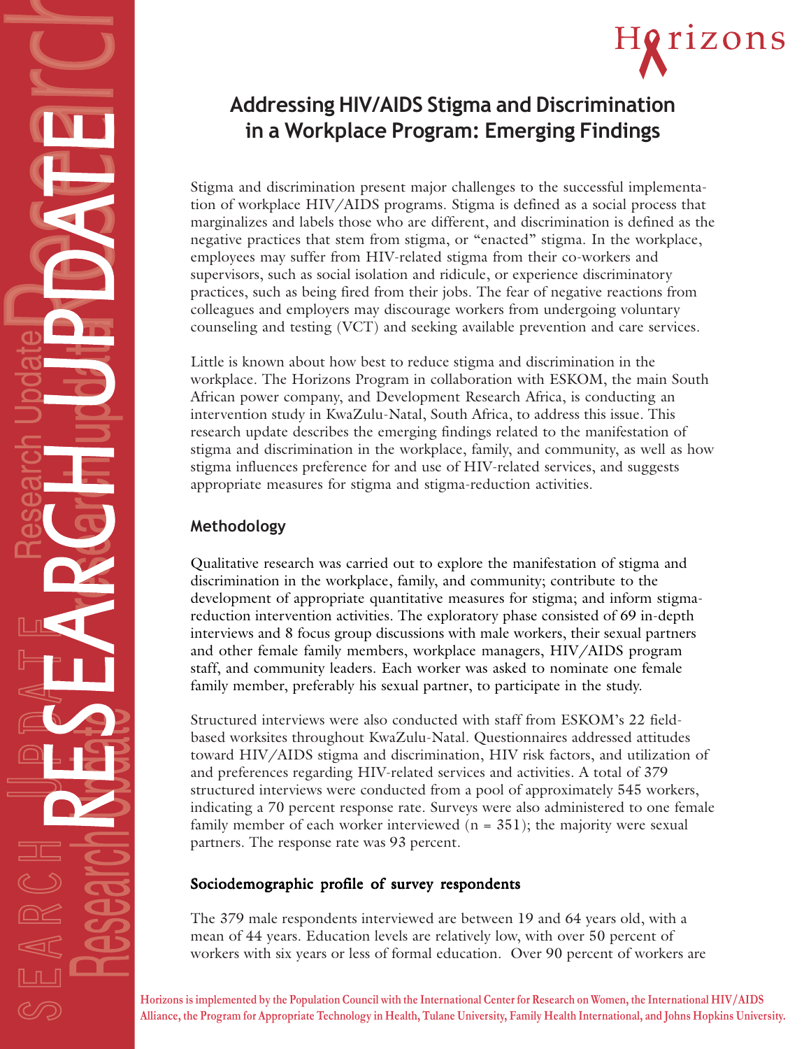Horizons

# Addressing HIV/AIDS Stigma and Discrimination in a Workplace Program: Emerging Findings

Stigma and discrimination present major challenges to the successful implementation of workplace HIV/AIDS programs. Stigma is defined as a social process that marginalizes and labels those who are different, and discrimination is defined as the negative practices that stem from stigma, or "enacted" stigma. In the workplace, employees may suffer from HIV-related stigma from their co-workers and supervisors, such as social isolation and ridicule, or experience discriminatory practices, such as being fired from their jobs. The fear of negative reactions from colleagues and employers may discourage workers from undergoing voluntary counseling and testing (VCT) and seeking available prevention and care services.

Little is known about how best to reduce stigma and discrimination in the workplace. The Horizons Program in collaboration with ESKOM, the main South African power company, and Development Research Africa, is conducting an intervention study in KwaZulu-Natal, South Africa, to address this issue. This research update describes the emerging findings related to the manifestation of stigma and discrimination in the workplace, family, and community, as well as how stigma influences preference for and use of HIV-related services, and suggests appropriate measures for stigma and stigma-reduction activities.

## Methodology

Qualitative research was carried out to explore the manifestation of stigma and discrimination in the workplace, family, and community; contribute to the development of appropriate quantitative measures for stigma; and inform stigma-reduction intervention activities. The exploratory phase consisted of 69 in-depth interviews and 8 focus group discussions with male workers, their sexual partners and other female family members, workplace managers, HIV/AIDS program staff, and community leaders. Each worker was asked to nominate one female family member, preferably his sexual partner, to participate in the study.

Structured interviews were also conducted with staff from ESKOM's 22 field-based worksites throughout KwaZulu-Natal. Questionnaires addressed attitudes toward HIV/AIDS stigma and discrimination, HIV risk factors, and utilization of and preferences regarding HIV-related services and activities. A total of 379 structured interviews were conducted from a pool of approximately 545 workers, indicating a 70 percent response rate. Surveys were also administered to one female family member of each worker interviewed (n = 351); the majority were sexual partners. The response rate was 93 percent.

### Sociodemographic profile of survey respondents

The 379 male respondents interviewed are between 19 and 64 years old, with a mean of 44 years. Education levels are relatively low, with over 50 percent of workers with six years or less of formal education. Over 90 percent of workers are

Horizons is implemented by the Population Council with the International Center for Research on Women, the International HIV/AIDS Alliance, the Program for Appropriate Technology in Health, Tulane University, Family Health International, and Johns Hopkins University.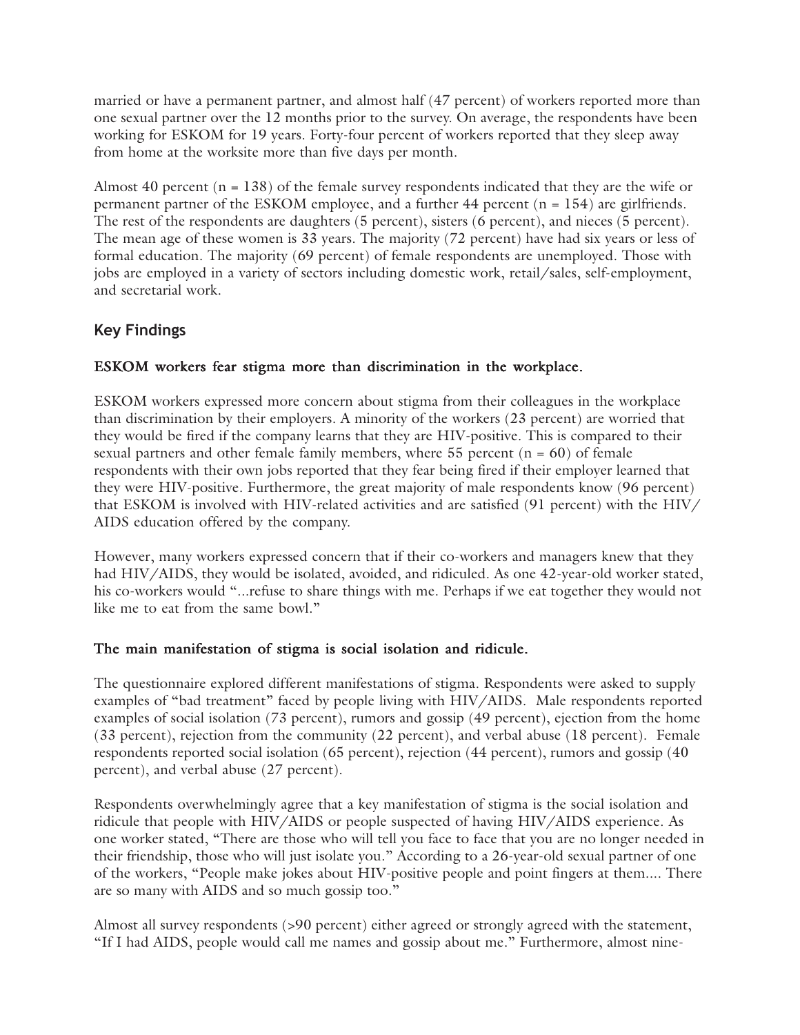married or have a permanent partner, and almost half (47 percent) of workers reported more than one sexual partner over the 12 months prior to the survey. On average, the respondents have been working for ESKOM for 19 years. Forty-four percent of workers reported that they sleep away from home at the worksite more than five days per month.

Almost 40 percent (n = 138) of the female survey respondents indicated that they are the wife or permanent partner of the ESKOM employee, and a further 44 percent (n = 154) are girlfriends. The rest of the respondents are daughters (5 percent), sisters (6 percent), and nieces (5 percent). The mean age of these women is 33 years. The majority (72 percent) have had six years or less of formal education. The majority (69 percent) of female respondents are unemployed. Those with jobs are employed in a variety of sectors including domestic work, retail/sales, self-employment, and secretarial work.

## Key Findings

### ESKOM workers fear stigma more than discrimination in the workplace.

ESKOM workers expressed more concern about stigma from their colleagues in the workplace than discrimination by their employers. A minority of the workers (23 percent) are worried that they would be fired if the company learns that they are HIV-positive. This is compared to their sexual partners and other female family members, where 55 percent (n = 60) of female respondents with their own jobs reported that they fear being fired if their employer learned that they were HIV-positive. Furthermore, the great majority of male respondents know (96 percent) that ESKOM is involved with HIV-related activities and are satisfied (91 percent) with the HIV/AIDS education offered by the company.

However, many workers expressed concern that if their co-workers and managers knew that they had HIV/AIDS, they would be isolated, avoided, and ridiculed. As one 42-year-old worker stated, his co-workers would "...refuse to share things with me. Perhaps if we eat together they would not like me to eat from the same bowl."

### The main manifestation of stigma is social isolation and ridicule.

The questionnaire explored different manifestations of stigma. Respondents were asked to supply examples of "bad treatment" faced by people living with HIV/AIDS. Male respondents reported examples of social isolation (73 percent), rumors and gossip (49 percent), ejection from the home (33 percent), rejection from the community (22 percent), and verbal abuse (18 percent). Female respondents reported social isolation (65 percent), rejection (44 percent), rumors and gossip (40 percent), and verbal abuse (27 percent).

Respondents overwhelmingly agree that a key manifestation of stigma is the social isolation and ridicule that people with HIV/AIDS or people suspected of having HIV/AIDS experience. As one worker stated, "There are those who will tell you face to face that you are no longer needed in their friendship, those who will just isolate you." According to a 26-year-old sexual partner of one of the workers, "People make jokes about HIV-positive people and point fingers at them.... There are so many with AIDS and so much gossip too."

Almost all survey respondents (>90 percent) either agreed or strongly agreed with the statement, "If I had AIDS, people would call me names and gossip about me." Furthermore, almost nine-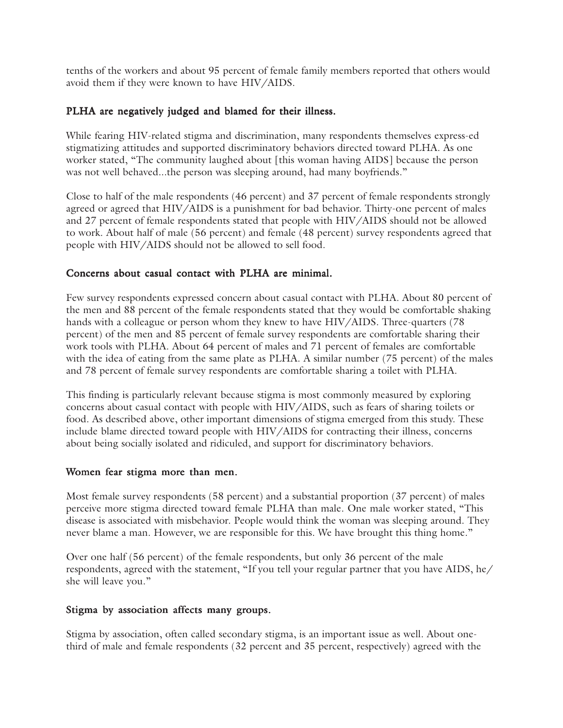tenths of the workers and about 95 percent of female family members reported that others would avoid them if they were known to have HIV/AIDS.

### PLHA are negatively judged and blamed for their illness.

While fearing HIV-related stigma and discrimination, many respondents themselves express-ed stigmatizing attitudes and supported discriminatory behaviors directed toward PLHA. As one worker stated, "The community laughed about [this woman having AIDS] because the person was not well behaved...the person was sleeping around, had many boyfriends."

Close to half of the male respondents (46 percent) and 37 percent of female respondents strongly agreed or agreed that HIV/AIDS is a punishment for bad behavior. Thirty-one percent of males and 27 percent of female respondents stated that people with HIV/AIDS should not be allowed to work. About half of male (56 percent) and female (48 percent) survey respondents agreed that people with HIV/AIDS should not be allowed to sell food.

### Concerns about casual contact with PLHA are minimal.

Few survey respondents expressed concern about casual contact with PLHA. About 80 percent of the men and 88 percent of the female respondents stated that they would be comfortable shaking hands with a colleague or person whom they knew to have HIV/AIDS. Three-quarters (78 percent) of the men and 85 percent of female survey respondents are comfortable sharing their work tools with PLHA. About 64 percent of males and 71 percent of females are comfortable with the idea of eating from the same plate as PLHA. A similar number (75 percent) of the males and 78 percent of female survey respondents are comfortable sharing a toilet with PLHA.

This finding is particularly relevant because stigma is most commonly measured by exploring concerns about casual contact with people with HIV/AIDS, such as fears of sharing toilets or food. As described above, other important dimensions of stigma emerged from this study. These include blame directed toward people with HIV/AIDS for contracting their illness, concerns about being socially isolated and ridiculed, and support for discriminatory behaviors.

### Women fear stigma more than men.

Most female survey respondents (58 percent) and a substantial proportion (37 percent) of males perceive more stigma directed toward female PLHA than male. One male worker stated, "This disease is associated with misbehavior. People would think the woman was sleeping around. They never blame a man. However, we are responsible for this. We have brought this thing home."

Over one half (56 percent) of the female respondents, but only 36 percent of the male respondents, agreed with the statement, "If you tell your regular partner that you have AIDS, he/she will leave you."

### Stigma by association affects many groups.

Stigma by association, often called secondary stigma, is an important issue as well. About one-third of male and female respondents (32 percent and 35 percent, respectively) agreed with the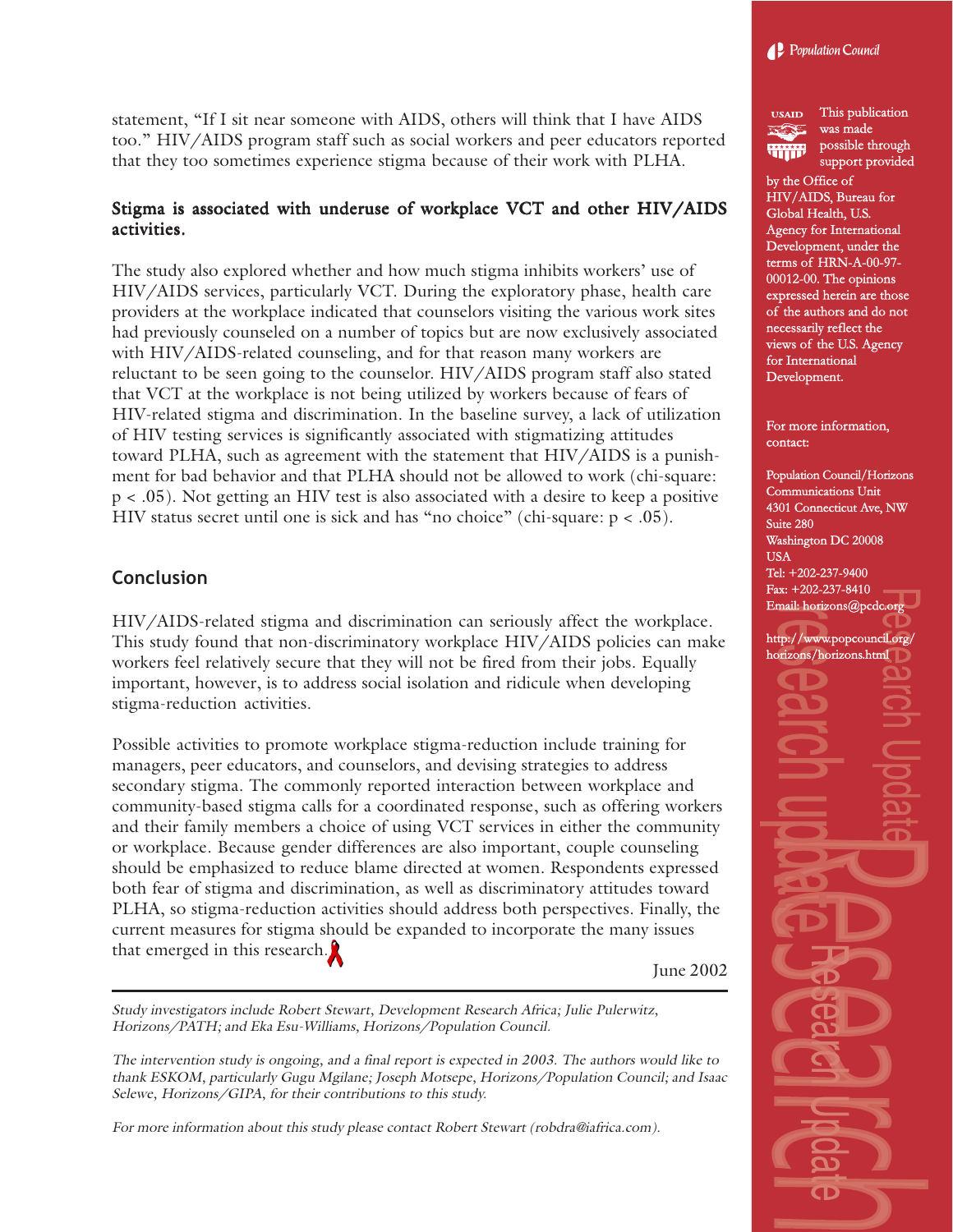statement, "If I sit near someone with AIDS, others will think that I have AIDS too." HIV/AIDS program staff such as social workers and peer educators reported that they too sometimes experience stigma because of their work with PLHA.

### Stigma is associated with underuse of workplace VCT and other HIV/AIDS activities.

The study also explored whether and how much stigma inhibits workers' use of HIV/AIDS services, particularly VCT. During the exploratory phase, health care providers at the workplace indicated that counselors visiting the various work sites had previously counseled on a number of topics but are now exclusively associated with HIV/AIDS-related counseling, and for that reason many workers are reluctant to be seen going to the counselor. HIV/AIDS program staff also stated that VCT at the workplace is not being utilized by workers because of fears of HIV-related stigma and discrimination. In the baseline survey, a lack of utilization of HIV testing services is significantly associated with stigmatizing attitudes toward PLHA, such as agreement with the statement that HIV/AIDS is a punishment for bad behavior and that PLHA should not be allowed to work (chi-square: $p < .05$). Not getting an HIV test is also associated with a desire to keep a positive HIV status secret until one is sick and has "no choice" (chi-square: $p < .05$).

## Conclusion

HIV/AIDS-related stigma and discrimination can seriously affect the workplace. This study found that non-discriminatory workplace HIV/AIDS policies can make workers feel relatively secure that they will not be fired from their jobs. Equally important, however, is to address social isolation and ridicule when developing stigma-reduction activities.

Possible activities to promote workplace stigma-reduction include training for managers, peer educators, and counselors, and devising strategies to address secondary stigma. The commonly reported interaction between workplace and community-based stigma calls for a coordinated response, such as offering workers and their family members a choice of using VCT services in either the community or workplace. Because gender differences are also important, couple counseling should be emphasized to reduce blame directed at women. Respondents expressed both fear of stigma and discrimination, as well as discriminatory attitudes toward PLHA, so stigma-reduction activities should address both perspectives. Finally, the current measures for stigma should be expanded to incorporate the many issues that emerged in this research.

June 2002

---

*Study investigators include Robert Stewart, Development Research Africa; Julie Pulerwitz, Horizons/PATH; and Eka Esu-Williams, Horizons/Population Council.*

*The intervention study is ongoing, and a final report is expected in 2003. The authors would like to thank ESKOM, particularly Gugu Mgilane; Joseph Motsepe, Horizons/Population Council; and Isaac Selewe, Horizons/GIPA, for their contributions to this study.*

*For more information about this study please contact Robert Stewart (robdra@iafrica.com).*

Population Council

USAID

This publication was made possible through support provided by the Office of HIV/AIDS, Bureau for Global Health, U.S. Agency for International Development, under the terms of HRN-A-00-97-00012-00. The opinions expressed herein are those of the authors and do not necessarily reflect the views of the U.S. Agency for International Development.

For more information, contact:

Population Council/Horizons
Communications Unit
4301 Connecticut Ave, NW
Suite 280
Washington DC 20008
USA
Tel: +202-237-9400
Fax: +202-237-8410
Email: horizons@pcdc.org

http://www.popcouncil.org/horizons/horizons.html